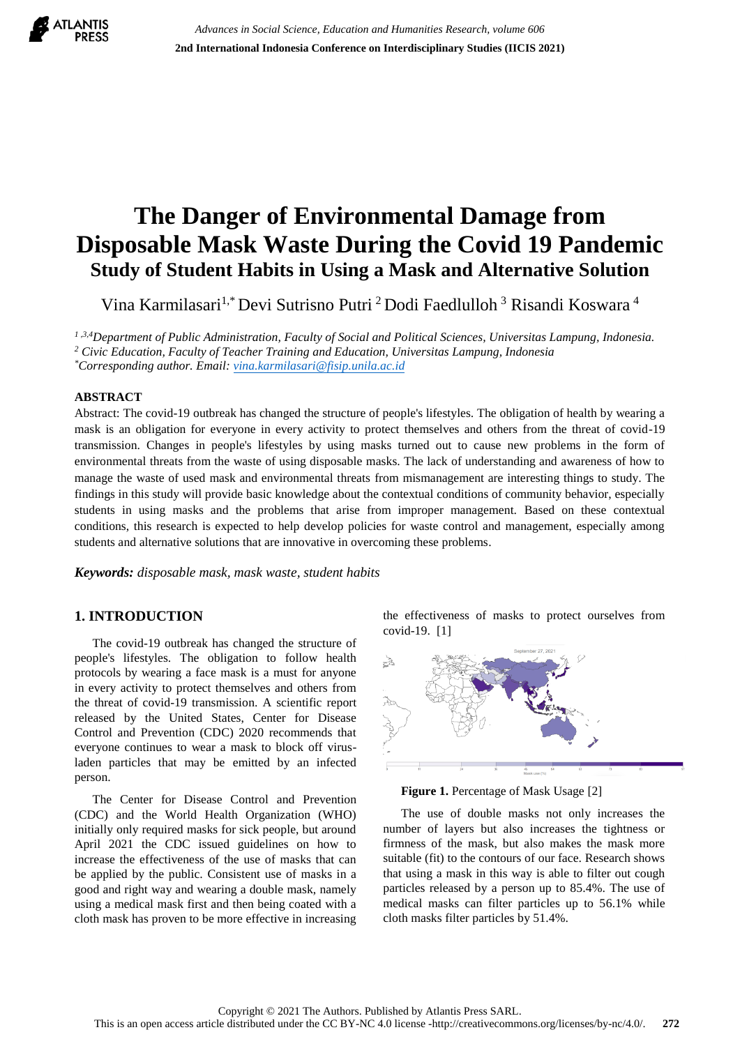# The Danger of Environmental Damage from Disposable Mask Waste During the Covid 19 Pandemic

## Study of Student Habits in Using a Mask and Alternative Solution

Vina Karmilasari[1,*] Devi Sutrisno Putri [2] Dodi Faedlulloh [3] Risandi Koswara [4]

[1,3,4]*Department of Public Administration, Faculty of Social and Political Sciences, Universitas Lampung, Indonesia.*
[2] *Civic Education, Faculty of Teacher Training and Education, Universitas Lampung, Indonesia*
[*]*Corresponding author. Email: vina.karmilasari@fisip.unila.ac.id*

### ABSTRACT

Abstract: The covid-19 outbreak has changed the structure of people's lifestyles. The obligation of health by wearing a mask is an obligation for everyone in every activity to protect themselves and others from the threat of covid-19 transmission. Changes in people's lifestyles by using masks turned out to cause new problems in the form of environmental threats from the waste of using disposable masks. The lack of understanding and awareness of how to manage the waste of used mask and environmental threats from mismanagement are interesting things to study. The findings in this study will provide basic knowledge about the contextual conditions of community behavior, especially students in using masks and the problems that arise from improper management. Based on these contextual conditions, this research is expected to help develop policies for waste control and management, especially among students and alternative solutions that are innovative in overcoming these problems.

***Keywords:*** *disposable mask, mask waste, student habits*

## 1. INTRODUCTION

The covid-19 outbreak has changed the structure of people's lifestyles. The obligation to follow health protocols by wearing a face mask is a must for anyone in every activity to protect themselves and others from the threat of covid-19 transmission. A scientific report released by the United States, Center for Disease Control and Prevention (CDC) 2020 recommends that everyone continues to wear a mask to block off virus-laden particles that may be emitted by an infected person.

The Center for Disease Control and Prevention (CDC) and the World Health Organization (WHO) initially only required masks for sick people, but around April 2021 the CDC issued guidelines on how to increase the effectiveness of the use of masks that can be applied by the public. Consistent use of masks in a good and right way and wearing a double mask, namely using a medical mask first and then being coated with a cloth mask has proven to be more effective in increasing the effectiveness of masks to protect ourselves from covid-19. [1]

**Figure 1.** Percentage of Mask Usage [2]

The use of double masks not only increases the number of layers but also increases the tightness or firmness of the mask, but also makes the mask more suitable (fit) to the contours of our face. Research shows that using a mask in this way is able to filter out cough particles released by a person up to 85.4%. The use of medical masks can filter particles up to 56.1% while cloth masks filter particles by 51.4%.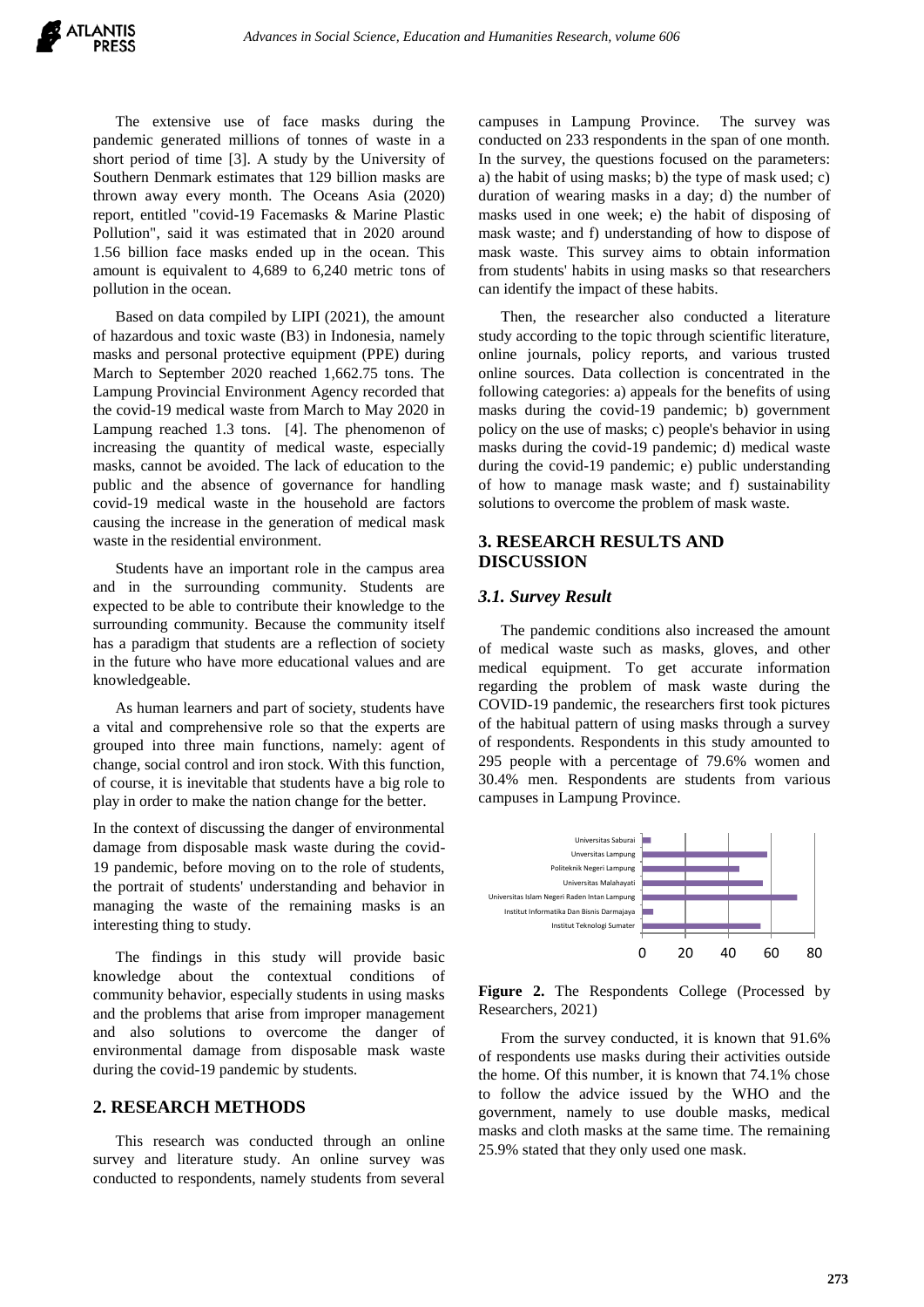The extensive use of face masks during the pandemic generated millions of tonnes of waste in a short period of time [3]. A study by the University of Southern Denmark estimates that 129 billion masks are thrown away every month. The Oceans Asia (2020) report, entitled "covid-19 Facemasks & Marine Plastic Pollution", said it was estimated that in 2020 around 1.56 billion face masks ended up in the ocean. This amount is equivalent to 4,689 to 6,240 metric tons of pollution in the ocean.

Based on data compiled by LIPI (2021), the amount of hazardous and toxic waste (B3) in Indonesia, namely masks and personal protective equipment (PPE) during March to September 2020 reached 1,662.75 tons. The Lampung Provincial Environment Agency recorded that the covid-19 medical waste from March to May 2020 in Lampung reached 1.3 tons. [4]. The phenomenon of increasing the quantity of medical waste, especially masks, cannot be avoided. The lack of education to the public and the absence of governance for handling covid-19 medical waste in the household are factors causing the increase in the generation of medical mask waste in the residential environment.

Students have an important role in the campus area and in the surrounding community. Students are expected to be able to contribute their knowledge to the surrounding community. Because the community itself has a paradigm that students are a reflection of society in the future who have more educational values and are knowledgeable.

As human learners and part of society, students have a vital and comprehensive role so that the experts are grouped into three main functions, namely: agent of change, social control and iron stock. With this function, of course, it is inevitable that students have a big role to play in order to make the nation change for the better.

In the context of discussing the danger of environmental damage from disposable mask waste during the covid-19 pandemic, before moving on to the role of students, the portrait of students' understanding and behavior in managing the waste of the remaining masks is an interesting thing to study.

The findings in this study will provide basic knowledge about the contextual conditions of community behavior, especially students in using masks and the problems that arise from improper management and also solutions to overcome the danger of environmental damage from disposable mask waste during the covid-19 pandemic by students.

## 2. RESEARCH METHODS

This research was conducted through an online survey and literature study. An online survey was conducted to respondents, namely students from several campuses in Lampung Province. The survey was conducted on 233 respondents in the span of one month. In the survey, the questions focused on the parameters: a) the habit of using masks; b) the type of mask used; c) duration of wearing masks in a day; d) the number of masks used in one week; e) the habit of disposing of mask waste; and f) understanding of how to dispose of mask waste. This survey aims to obtain information from students' habits in using masks so that researchers can identify the impact of these habits.

Then, the researcher also conducted a literature study according to the topic through scientific literature, online journals, policy reports, and various trusted online sources. Data collection is concentrated in the following categories: a) appeals for the benefits of using masks during the covid-19 pandemic; b) government policy on the use of masks; c) people's behavior in using masks during the covid-19 pandemic; d) medical waste during the covid-19 pandemic; e) public understanding of how to manage mask waste; and f) sustainability solutions to overcome the problem of mask waste.

## 3. RESEARCH RESULTS AND DISCUSSION

### 3.1. Survey Result

The pandemic conditions also increased the amount of medical waste such as masks, gloves, and other medical equipment. To get accurate information regarding the problem of mask waste during the COVID-19 pandemic, the researchers first took pictures of the habitual pattern of using masks through a survey of respondents. Respondents in this study amounted to 295 people with a percentage of 79.6% women and 30.4% men. Respondents are students from various campuses in Lampung Province.

**Figure 2.** The Respondents College (Processed by Researchers, 2021)

From the survey conducted, it is known that 91.6% of respondents use masks during their activities outside the home. Of this number, it is known that 74.1% chose to follow the advice issued by the WHO and the government, namely to use double masks, medical masks and cloth masks at the same time. The remaining 25.9% stated that they only used one mask.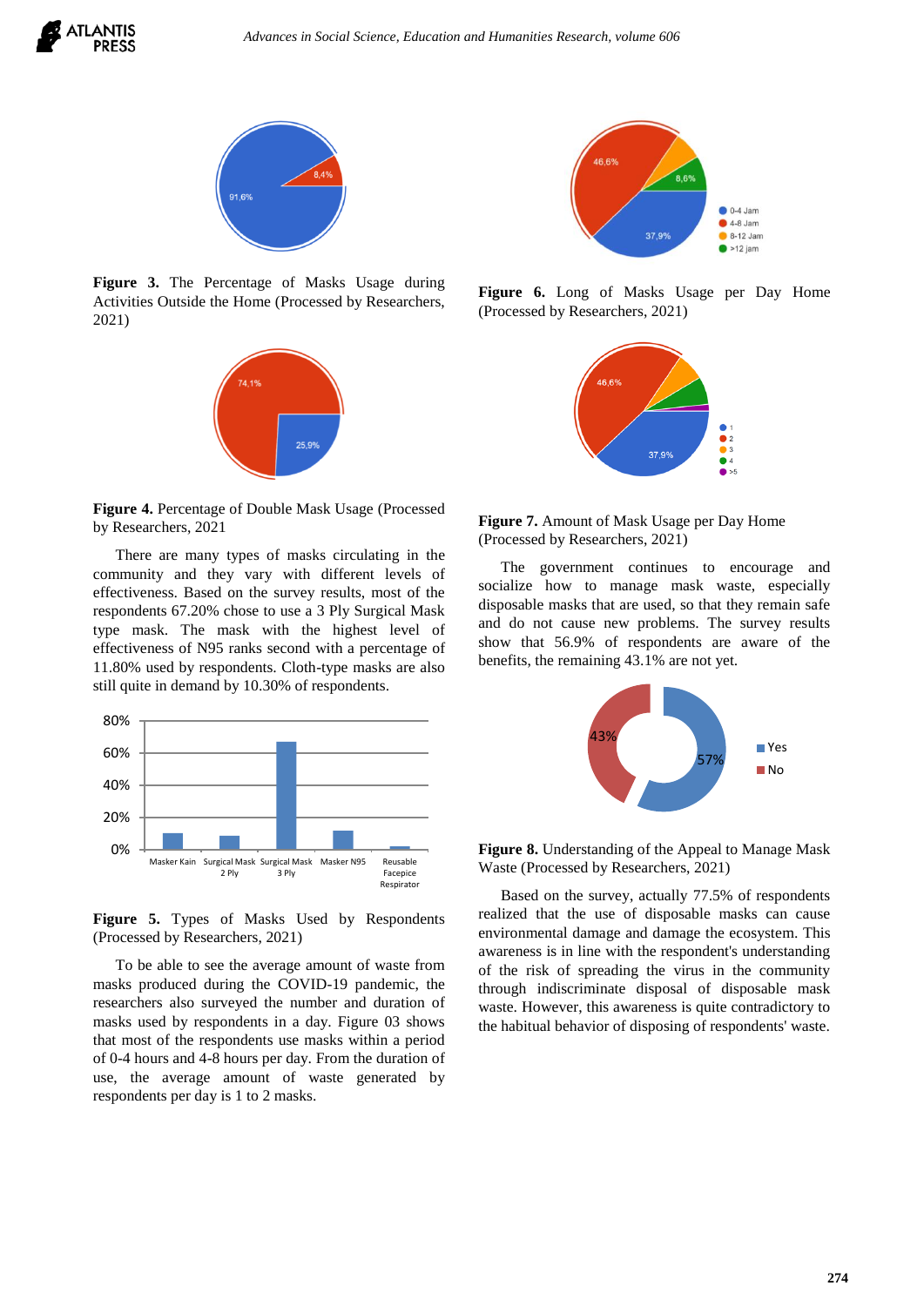**Figure 3.** The Percentage of Masks Usage during Activities Outside the Home (Processed by Researchers, 2021)

**Figure 4.** Percentage of Double Mask Usage (Processed by Researchers, 2021

There are many types of masks circulating in the community and they vary with different levels of effectiveness. Based on the survey results, most of the respondents 67.20% chose to use a 3 Ply Surgical Mask type mask. The mask with the highest level of effectiveness of N95 ranks second with a percentage of 11.80% used by respondents. Cloth-type masks are also still quite in demand by 10.30% of respondents.

**Figure 5.** Types of Masks Used by Respondents (Processed by Researchers, 2021)

To be able to see the average amount of waste from masks produced during the COVID-19 pandemic, the researchers also surveyed the number and duration of masks used by respondents in a day. Figure 03 shows that most of the respondents use masks within a period of 0-4 hours and 4-8 hours per day. From the duration of use, the average amount of waste generated by respondents per day is 1 to 2 masks.

**Figure 6.** Long of Masks Usage per Day Home (Processed by Researchers, 2021)

**Figure 7.** Amount of Mask Usage per Day Home (Processed by Researchers, 2021)

The government continues to encourage and socialize how to manage mask waste, especially disposable masks that are used, so that they remain safe and do not cause new problems. The survey results show that 56.9% of respondents are aware of the benefits, the remaining 43.1% are not yet.

**Figure 8.** Understanding of the Appeal to Manage Mask Waste (Processed by Researchers, 2021)

Based on the survey, actually 77.5% of respondents realized that the use of disposable masks can cause environmental damage and damage the ecosystem. This awareness is in line with the respondent's understanding of the risk of spreading the virus in the community through indiscriminate disposal of disposable mask waste. However, this awareness is quite contradictory to the habitual behavior of disposing of respondents' waste.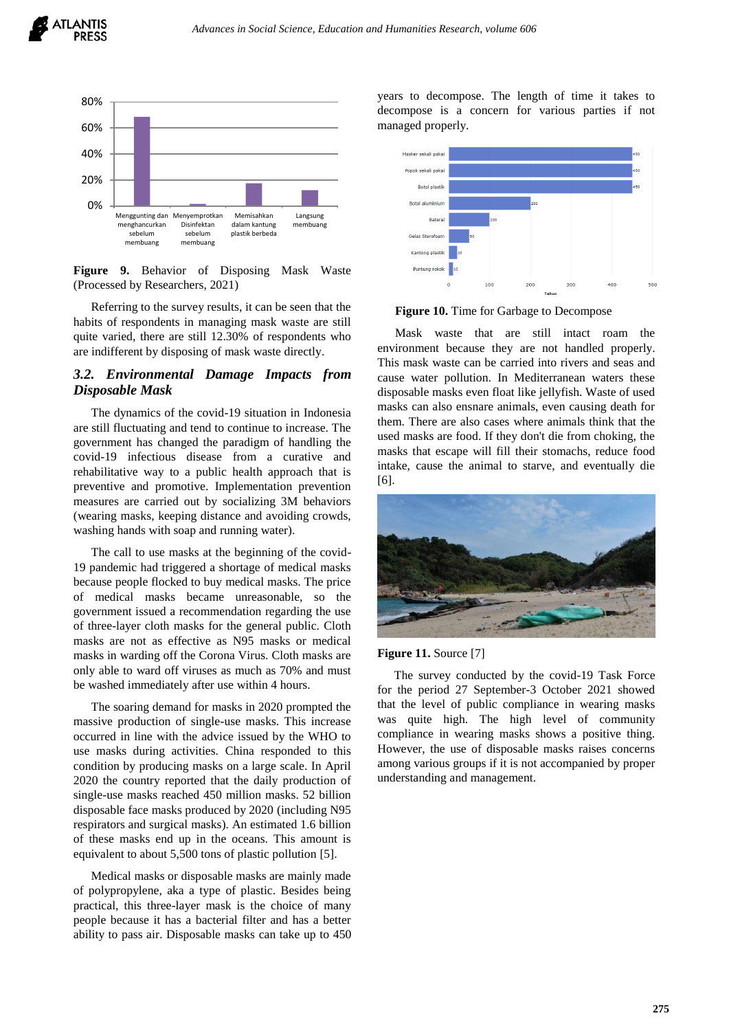**Figure 9.** Behavior of Disposing Mask Waste (Processed by Researchers, 2021)

Referring to the survey results, it can be seen that the habits of respondents in managing mask waste are still quite varied, there are still 12.30% of respondents who are indifferent by disposing of mask waste directly.

### *3.2. Environmental Damage Impacts from Disposable Mask*

The dynamics of the covid-19 situation in Indonesia are still fluctuating and tend to continue to increase. The government has changed the paradigm of handling the covid-19 infectious disease from a curative and rehabilitative way to a public health approach that is preventive and promotive. Implementation prevention measures are carried out by socializing 3M behaviors (wearing masks, keeping distance and avoiding crowds, washing hands with soap and running water).

The call to use masks at the beginning of the covid-19 pandemic had triggered a shortage of medical masks because people flocked to buy medical masks. The price of medical masks became unreasonable, so the government issued a recommendation regarding the use of three-layer cloth masks for the general public. Cloth masks are not as effective as N95 masks or medical masks in warding off the Corona Virus. Cloth masks are only able to ward off viruses as much as 70% and must be washed immediately after use within 4 hours.

The soaring demand for masks in 2020 prompted the massive production of single-use masks. This increase occurred in line with the advice issued by the WHO to use masks during activities. China responded to this condition by producing masks on a large scale. In April 2020 the country reported that the daily production of single-use masks reached 450 million masks. 52 billion disposable face masks produced by 2020 (including N95 respirators and surgical masks). An estimated 1.6 billion of these masks end up in the oceans. This amount is equivalent to about 5,500 tons of plastic pollution [5].

Medical masks or disposable masks are mainly made of polypropylene, aka a type of plastic. Besides being practical, this three-layer mask is the choice of many people because it has a bacterial filter and has a better ability to pass air. Disposable masks can take up to 450 years to decompose. The length of time it takes to decompose is a concern for various parties if not managed properly.

**Figure 10.** Time for Garbage to Decompose

Mask waste that are still intact roam the environment because they are not handled properly. This mask waste can be carried into rivers and seas and cause water pollution. In Mediterranean waters these disposable masks even float like jellyfish. Waste of used masks can also ensnare animals, even causing death for them. There are also cases where animals think that the used masks are food. If they don't die from choking, the masks that escape will fill their stomachs, reduce food intake, cause the animal to starve, and eventually die [6].

**Figure 11.** Source [7]

The survey conducted by the covid-19 Task Force for the period 27 September-3 October 2021 showed that the level of public compliance in wearing masks was quite high. The high level of community compliance in wearing masks shows a positive thing. However, the use of disposable masks raises concerns among various groups if it is not accompanied by proper understanding and management.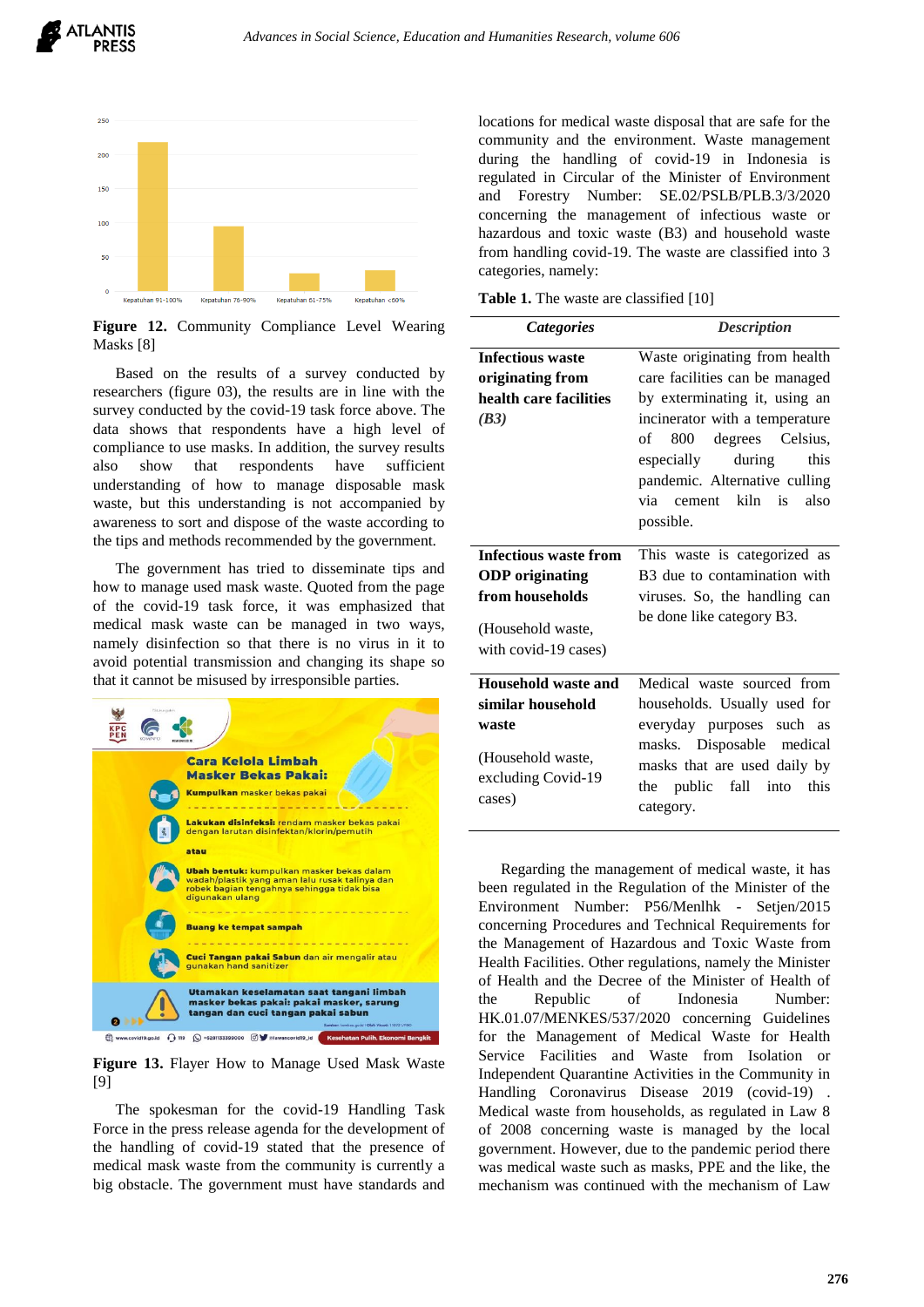**Figure 12.** Community Compliance Level Wearing Masks [8]

Based on the results of a survey conducted by researchers (figure 03), the results are in line with the survey conducted by the covid-19 task force above. The data shows that respondents have a high level of compliance to use masks. In addition, the survey results also show that respondents have sufficient understanding of how to manage disposable mask waste, but this understanding is not accompanied by awareness to sort and dispose of the waste according to the tips and methods recommended by the government.

The government has tried to disseminate tips and how to manage used mask waste. Quoted from the page of the covid-19 task force, it was emphasized that medical mask waste can be managed in two ways, namely disinfection so that there is no virus in it to avoid potential transmission and changing its shape so that it cannot be misused by irresponsible parties.

**Figure 13.** Flayer How to Manage Used Mask Waste [9]

The spokesman for the covid-19 Handling Task Force in the press release agenda for the development of the handling of covid-19 stated that the presence of medical mask waste from the community is currently a big obstacle. The government must have standards and locations for medical waste disposal that are safe for the community and the environment. Waste management during the handling of covid-19 in Indonesia is regulated in Circular of the Minister of Environment and Forestry Number: SE.02/PSLB/PLB.3/3/2020 concerning the management of infectious waste or hazardous and toxic waste (B3) and household waste from handling covid-19. The waste are classified into 3 categories, namely:

**Table 1.** The waste are classified [10]

| *Categories* | *Description* |
|---|---|
| **Infectious waste originating from health care facilities *(B3)*** | Waste originating from health care facilities can be managed by exterminating it, using an incinerator with a temperature of 800 degrees Celsius, especially during this pandemic. Alternative culling via cement kiln is also possible. |
| **Infectious waste from ODP originating from households** (Household waste, with covid-19 cases) | This waste is categorized as B3 due to contamination with viruses. So, the handling can be done like category B3. |
| **Household waste and similar household waste** (Household waste, excluding Covid-19 cases) | Medical waste sourced from households. Usually used for everyday purposes such as masks. Disposable medical masks that are used daily by the public fall into this category. |

Regarding the management of medical waste, it has been regulated in the Regulation of the Minister of the Environment Number: P56/Menlhk - Setjen/2015 concerning Procedures and Technical Requirements for the Management of Hazardous and Toxic Waste from Health Facilities. Other regulations, namely the Minister of Health and the Decree of the Minister of Health of the Republic of Indonesia Number: HK.01.07/MENKES/537/2020 concerning Guidelines for the Management of Medical Waste for Health Service Facilities and Waste from Isolation or Independent Quarantine Activities in the Community in Handling Coronavirus Disease 2019 (covid-19) . Medical waste from households, as regulated in Law 8 of 2008 concerning waste is managed by the local government. However, due to the pandemic period there was medical waste such as masks, PPE and the like, the mechanism was continued with the mechanism of Law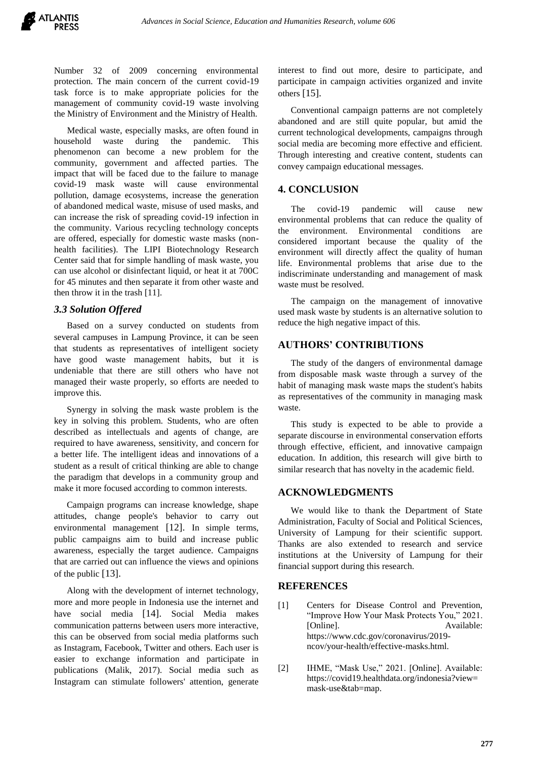Number 32 of 2009 concerning environmental protection. The main concern of the current covid-19 task force is to make appropriate policies for the management of community covid-19 waste involving the Ministry of Environment and the Ministry of Health.

Medical waste, especially masks, are often found in household waste during the pandemic. This phenomenon can become a new problem for the community, government and affected parties. The impact that will be faced due to the failure to manage covid-19 mask waste will cause environmental pollution, damage ecosystems, increase the generation of abandoned medical waste, misuse of used masks, and can increase the risk of spreading covid-19 infection in the community. Various recycling technology concepts are offered, especially for domestic waste masks (non-health facilities). The LIPI Biotechnology Research Center said that for simple handling of mask waste, you can use alcohol or disinfectant liquid, or heat it at 700C for 45 minutes and then separate it from other waste and then throw it in the trash [11].

### *3.3 Solution Offered*

Based on a survey conducted on students from several campuses in Lampung Province, it can be seen that students as representatives of intelligent society have good waste management habits, but it is undeniable that there are still others who have not managed their waste properly, so efforts are needed to improve this.

Synergy in solving the mask waste problem is the key in solving this problem. Students, who are often described as intellectuals and agents of change, are required to have awareness, sensitivity, and concern for a better life. The intelligent ideas and innovations of a student as a result of critical thinking are able to change the paradigm that develops in a community group and make it more focused according to common interests.

Campaign programs can increase knowledge, shape attitudes, change people's behavior to carry out environmental management [12]. In simple terms, public campaigns aim to build and increase public awareness, especially the target audience. Campaigns that are carried out can influence the views and opinions of the public [13].

Along with the development of internet technology, more and more people in Indonesia use the internet and have social media [14]. Social Media makes communication patterns between users more interactive, this can be observed from social media platforms such as Instagram, Facebook, Twitter and others. Each user is easier to exchange information and participate in publications (Malik, 2017). Social media such as Instagram can stimulate followers' attention, generate interest to find out more, desire to participate, and participate in campaign activities organized and invite others [15].

Conventional campaign patterns are not completely abandoned and are still quite popular, but amid the current technological developments, campaigns through social media are becoming more effective and efficient. Through interesting and creative content, students can convey campaign educational messages.

## 4. CONCLUSION

The covid-19 pandemic will cause new environmental problems that can reduce the quality of the environment. Environmental conditions are considered important because the quality of the environment will directly affect the quality of human life. Environmental problems that arise due to the indiscriminate understanding and management of mask waste must be resolved.

The campaign on the management of innovative used mask waste by students is an alternative solution to reduce the high negative impact of this.

## AUTHORS' CONTRIBUTIONS

The study of the dangers of environmental damage from disposable mask waste through a survey of the habit of managing mask waste maps the student's habits as representatives of the community in managing mask waste.

This study is expected to be able to provide a separate discourse in environmental conservation efforts through effective, efficient, and innovative campaign education. In addition, this research will give birth to similar research that has novelty in the academic field.

## ACKNOWLEDGMENTS

We would like to thank the Department of State Administration, Faculty of Social and Political Sciences, University of Lampung for their scientific support. Thanks are also extended to research and service institutions at the University of Lampung for their financial support during this research.

## REFERENCES

[1] Centers for Disease Control and Prevention, "Improve How Your Mask Protects You," 2021. [Online]. Available: https://www.cdc.gov/coronavirus/2019-ncov/your-health/effective-masks.html.

[2] IHME, "Mask Use," 2021. [Online]. Available: https://covid19.healthdata.org/indonesia?view=mask-use&tab=map.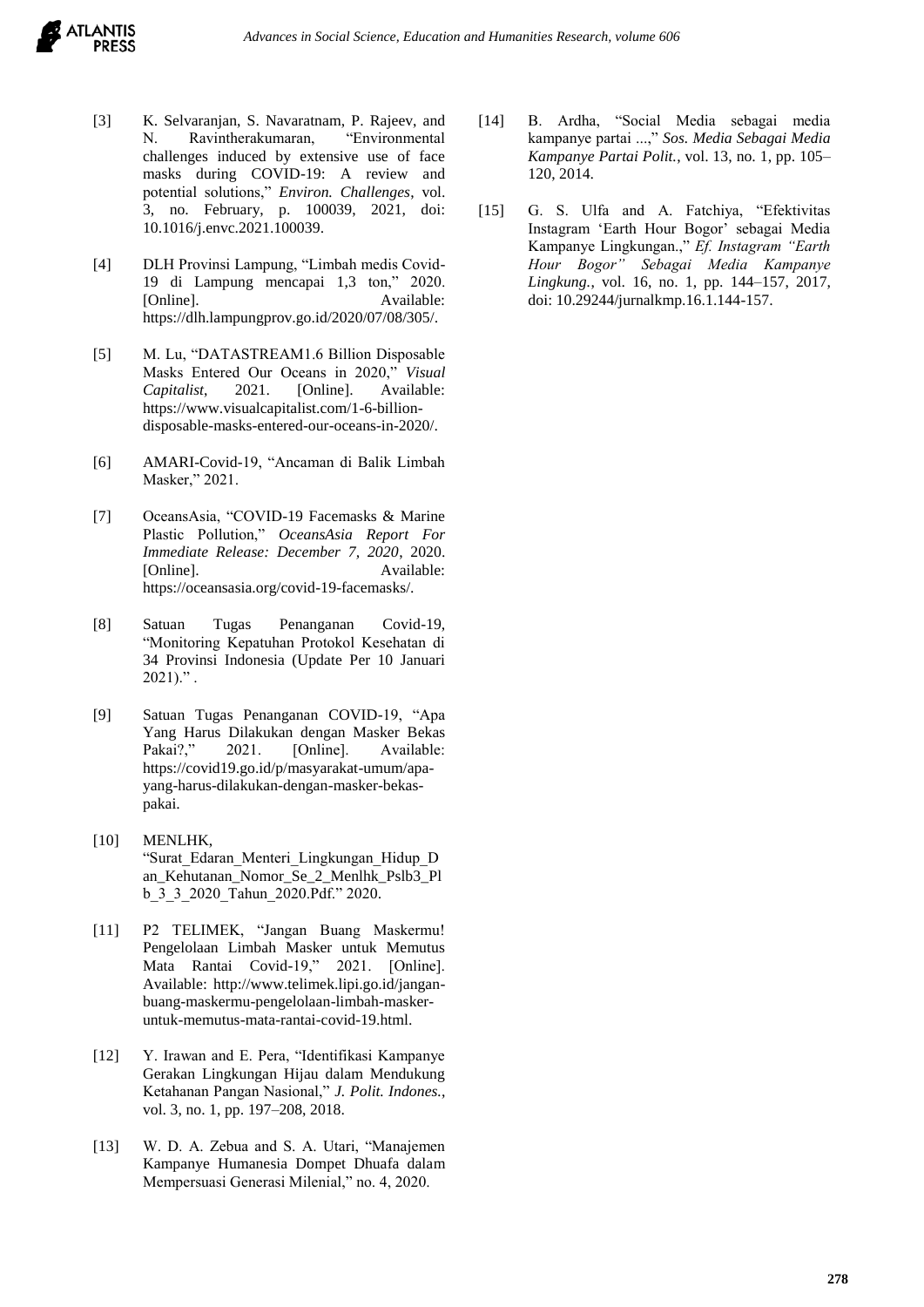[3] K. Selvaranjan, S. Navaratnam, P. Rajeev, and N. Ravintherakumaran, "Environmental challenges induced by extensive use of face masks during COVID-19: A review and potential solutions," *Environ. Challenges*, vol. 3, no. February, p. 100039, 2021, doi: 10.1016/j.envc.2021.100039.

[4] DLH Provinsi Lampung, "Limbah medis Covid-19 di Lampung mencapai 1,3 ton," 2020. [Online]. Available: https://dlh.lampungprov.go.id/2020/07/08/305/.

[5] M. Lu, "DATASTREAM1.6 Billion Disposable Masks Entered Our Oceans in 2020," *Visual Capitalist*, 2021. [Online]. Available: https://www.visualcapitalist.com/1-6-billion-disposable-masks-entered-our-oceans-in-2020/.

[6] AMARI-Covid-19, "Ancaman di Balik Limbah Masker," 2021.

[7] OceansAsia, "COVID-19 Facemasks & Marine Plastic Pollution," *OceansAsia Report For Immediate Release: December 7, 2020*, 2020. [Online]. Available: https://oceansasia.org/covid-19-facemasks/.

[8] Satuan Tugas Penanganan Covid-19, "Monitoring Kepatuhan Protokol Kesehatan di 34 Provinsi Indonesia (Update Per 10 Januari 2021)." .

[9] Satuan Tugas Penanganan COVID-19, "Apa Yang Harus Dilakukan dengan Masker Bekas Pakai?," 2021. [Online]. Available: https://covid19.go.id/p/masyarakat-umum/apa-yang-harus-dilakukan-dengan-masker-bekas-pakai.

[10] MENLHK, "Surat_Edaran_Menteri_Lingkungan_Hidup_Dan_Kehutanan_Nomor_Se_2_Menlhk_Pslb3_Plb_3_3_2020_Tahun_2020.Pdf." 2020.

[11] P2 TELIMEK, "Jangan Buang Maskermu! Pengelolaan Limbah Masker untuk Memutus Mata Rantai Covid-19," 2021. [Online]. Available: http://www.telimek.lipi.go.id/jangan-buang-maskermu-pengelolaan-limbah-masker-untuk-memutus-mata-rantai-covid-19.html.

[12] Y. Irawan and E. Pera, "Identifikasi Kampanye Gerakan Lingkungan Hijau dalam Mendukung Ketahanan Pangan Nasional," *J. Polit. Indones.*, vol. 3, no. 1, pp. 197–208, 2018.

[13] W. D. A. Zebua and S. A. Utari, "Manajemen Kampanye Humanesia Dompet Dhuafa dalam Mempersuasi Generasi Milenial," no. 4, 2020.

[14] B. Ardha, "Social Media sebagai media kampanye partai ...," *Sos. Media Sebagai Media Kampanye Partai Polit.*, vol. 13, no. 1, pp. 105–120, 2014.

[15] G. S. Ulfa and A. Fatchiya, "Efektivitas Instagram 'Earth Hour Bogor' sebagai Media Kampanye Lingkungan.," *Ef. Instagram "Earth Hour Bogor" Sebagai Media Kampanye Lingkung.*, vol. 16, no. 1, pp. 144–157, 2017, doi: 10.29244/jurnalkmp.16.1.144-157.